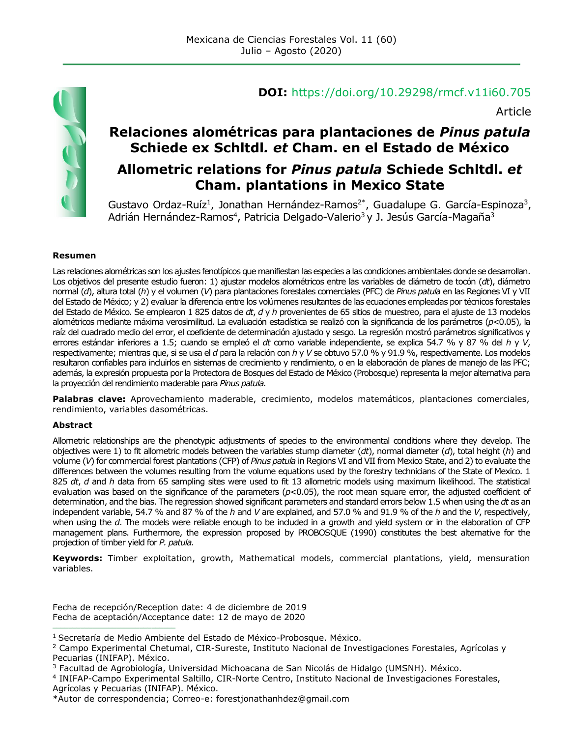**DOI:** https://doi.org/10.29298/rmcf.v11i60.705

Article

# Relaciones alométricas para plantaciones de *Pinus patula* Schiede ex Schltdl. *et* Cham. en el Estado de México

# Allometric relations for *Pinus patula* Schiede Schltdl. *et* Cham. plantations in Mexico State

Gustavo Ordaz-Ruíz[1], Jonathan Hernández-Ramos[2*], Guadalupe G. García-Espinoza[3], Adrián Hernández-Ramos[4], Patricia Delgado-Valerio[3] y J. Jesús García-Magaña[3]

### Resumen

Las relaciones alométricas son los ajustes fenotípicos que manifiestan las especies a las condiciones ambientales donde se desarrollan. Los objetivos del presente estudio fueron: 1) ajustar modelos alométricos entre las variables de diámetro de tocón (*dt*), diámetro normal (*d*), altura total (*h*) y el volumen (*V*) para plantaciones forestales comerciales (PFC) de *Pinus patula* en las Regiones VI y VII del Estado de México; y 2) evaluar la diferencia entre los volúmenes resultantes de las ecuaciones empleadas por técnicos forestales del Estado de México. Se emplearon 1 825 datos de *dt*, *d* y *h* provenientes de 65 sitios de muestreo, para el ajuste de 13 modelos alométricos mediante máxima verosimilitud. La evaluación estadística se realizó con la significancia de los parámetros ($p$<0.05), la raíz del cuadrado medio del error, el coeficiente de determinación ajustado y sesgo. La regresión mostró parámetros significativos y errores estándar inferiores a 1.5; cuando se empleó el *dt* como variable independiente, se explica 54.7 % y 87 % del *h* y *V*, respectivamente; mientras que, si se usa el *d* para la relación con *h* y *V* se obtuvo 57.0 % y 91.9 %, respectivamente. Los modelos resultaron confiables para incluirlos en sistemas de crecimiento y rendimiento, o en la elaboración de planes de manejo de las PFC; además, la expresión propuesta por la Protectora de Bosques del Estado de México (Probosque) representa la mejor alternativa para la proyección del rendimiento maderable para *Pinus patula.*

**Palabras clave:** Aprovechamiento maderable, crecimiento, modelos matemáticos, plantaciones comerciales, rendimiento, variables dasométricas.

### Abstract

Allometric relationships are the phenotypic adjustments of species to the environmental conditions where they develop. The objectives were 1) to fit allometric models between the variables stump diameter (*dt*), normal diameter (*d*), total height (*h*) and volume (*V*) for commercial forest plantations (CFP) of *Pinus patula* in Regions VI and VII from Mexico State, and 2) to evaluate the differences between the volumes resulting from the volume equations used by the forestry technicians of the State of Mexico. 1 825 *dt*, *d* and *h* data from 65 sampling sites were used to fit 13 allometric models using maximum likelihood. The statistical evaluation was based on the significance of the parameters ($p$<0.05), the root mean square error, the adjusted coefficient of determination, and the bias. The regression showed significant parameters and standard errors below 1.5 when using the *dt* as an independent variable, 54.7 % and 87 % of the *h* and *V* are explained, and 57.0 % and 91.9 % of the *h* and the *V*, respectively, when using the *d*. The models were reliable enough to be included in a growth and yield system or in the elaboration of CFP management plans. Furthermore, the expression proposed by PROBOSQUE (1990) constitutes the best alternative for the projection of timber yield for *P. patula.*

**Keywords:** Timber exploitation, growth, Mathematical models, commercial plantations, yield, mensuration variables.

Fecha de recepción/Reception date: 4 de diciembre de 2019
Fecha de aceptación/Acceptance date: 12 de mayo de 2020

---

[1] Secretaría de Medio Ambiente del Estado de México-Probosque. México.
[2] Campo Experimental Chetumal, CIR-Sureste, Instituto Nacional de Investigaciones Forestales, Agrícolas y Pecuarias (INIFAP). México.
[3] Facultad de Agrobiología, Universidad Michoacana de San Nicolás de Hidalgo (UMSNH). México.
[4] INIFAP-Campo Experimental Saltillo, CIR-Norte Centro, Instituto Nacional de Investigaciones Forestales, Agrícolas y Pecuarias (INIFAP). México.
*Autor de correspondencia; Correo-e: forestjonathanhdez@gmail.com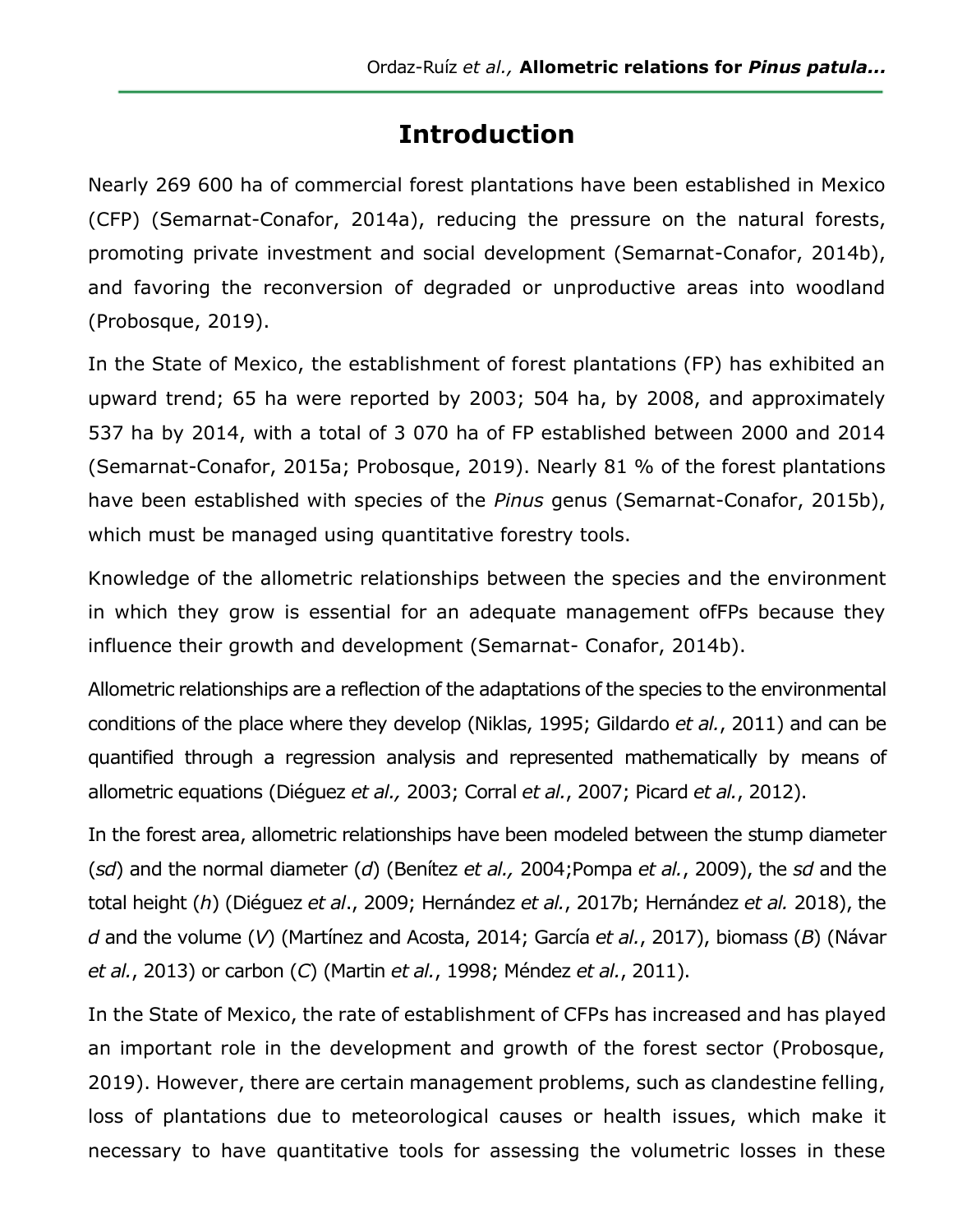# Introduction

Nearly 269 600 ha of commercial forest plantations have been established in Mexico (CFP) (Semarnat-Conafor, 2014a), reducing the pressure on the natural forests, promoting private investment and social development (Semarnat-Conafor, 2014b), and favoring the reconversion of degraded or unproductive areas into woodland (Probosque, 2019).

In the State of Mexico, the establishment of forest plantations (FP) has exhibited an upward trend; 65 ha were reported by 2003; 504 ha, by 2008, and approximately 537 ha by 2014, with a total of 3 070 ha of FP established between 2000 and 2014 (Semarnat-Conafor, 2015a; Probosque, 2019). Nearly 81 % of the forest plantations have been established with species of the *Pinus* genus (Semarnat-Conafor, 2015b), which must be managed using quantitative forestry tools.

Knowledge of the allometric relationships between the species and the environment in which they grow is essential for an adequate management ofFPs because they influence their growth and development (Semarnat- Conafor, 2014b).

Allometric relationships are a reflection of the adaptations of the species to the environmental conditions of the place where they develop (Niklas, 1995; Gildardo *et al.*, 2011) and can be quantified through a regression analysis and represented mathematically by means of allometric equations (Diéguez *et al.,* 2003; Corral *et al.*, 2007; Picard *et al.*, 2012).

In the forest area, allometric relationships have been modeled between the stump diameter (*sd*) and the normal diameter (*d*) (Benítez *et al.,* 2004;Pompa *et al.*, 2009), the *sd* and the total height (*h*) (Diéguez *et al*., 2009; Hernández *et al.*, 2017b; Hernández *et al.* 2018), the *d* and the volume (*V*) (Martínez and Acosta, 2014; García *et al.*, 2017), biomass (*B*) (Návar *et al.*, 2013) or carbon (*C*) (Martin *et al.*, 1998; Méndez *et al.*, 2011).

In the State of Mexico, the rate of establishment of CFPs has increased and has played an important role in the development and growth of the forest sector (Probosque, 2019). However, there are certain management problems, such as clandestine felling, loss of plantations due to meteorological causes or health issues, which make it necessary to have quantitative tools for assessing the volumetric losses in these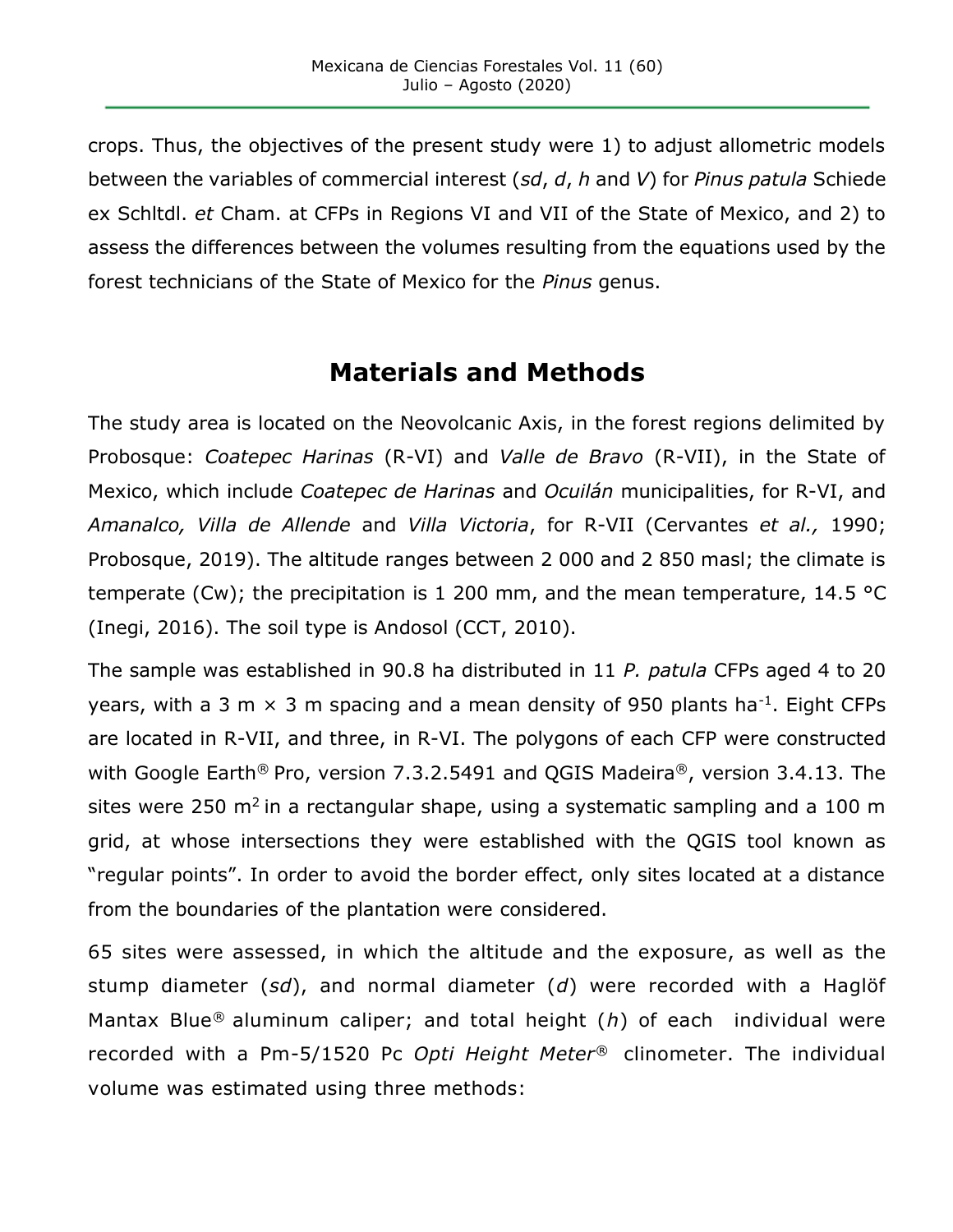crops. Thus, the objectives of the present study were 1) to adjust allometric models between the variables of commercial interest (*sd*, *d*, *h* and *V*) for *Pinus patula* Schiede ex Schltdl. *et* Cham. at CFPs in Regions VI and VII of the State of Mexico, and 2) to assess the differences between the volumes resulting from the equations used by the forest technicians of the State of Mexico for the *Pinus* genus.

## Materials and Methods

The study area is located on the Neovolcanic Axis, in the forest regions delimited by Probosque: *Coatepec Harinas* (R-VI) and *Valle de Bravo* (R-VII), in the State of Mexico, which include *Coatepec de Harinas* and *Ocuilán* municipalities, for R-VI, and *Amanalco, Villa de Allende* and *Villa Victoria*, for R-VII (Cervantes *et al.,* 1990; Probosque, 2019). The altitude ranges between 2 000 and 2 850 masl; the climate is temperate (Cw); the precipitation is 1 200 mm, and the mean temperature, 14.5 °C (Inegi, 2016). The soil type is Andosol (CCT, 2010).

The sample was established in 90.8 ha distributed in 11 *P. patula* CFPs aged 4 to 20 years, with a 3 m × 3 m spacing and a mean density of 950 plants ha$^{-1}$. Eight CFPs are located in R-VII, and three, in R-VI. The polygons of each CFP were constructed with Google Earth® Pro, version 7.3.2.5491 and QGIS Madeira®, version 3.4.13. The sites were 250 m$^2$ in a rectangular shape, using a systematic sampling and a 100 m grid, at whose intersections they were established with the QGIS tool known as "regular points". In order to avoid the border effect, only sites located at a distance from the boundaries of the plantation were considered.

65 sites were assessed, in which the altitude and the exposure, as well as the stump diameter (*sd*), and normal diameter (*d*) were recorded with a Haglöf Mantax Blue® aluminum caliper; and total height (*h*) of each individual were recorded with a Pm-5/1520 Pc *Opti Height Meter®* clinometer. The individual volume was estimated using three methods: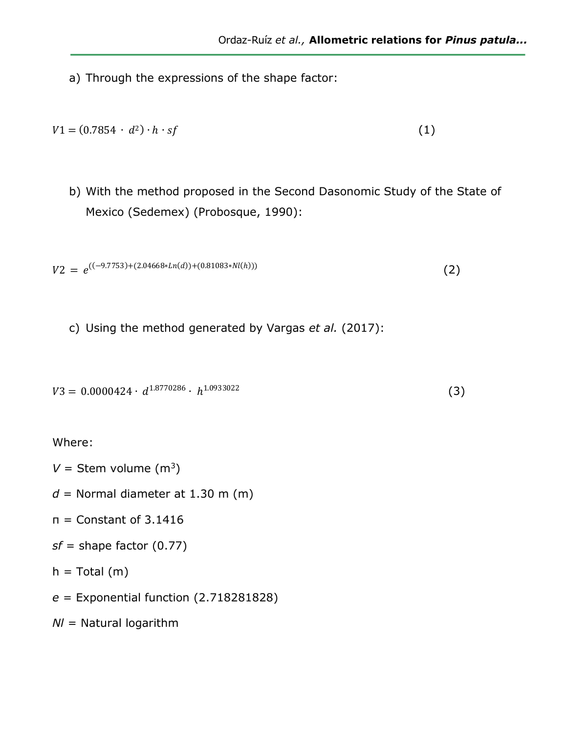a) Through the expressions of the shape factor:

$$V1 = (0.7854 \cdot d^2) \cdot h \cdot sf \qquad (1)$$

b) With the method proposed in the Second Dasonomic Study of the State of Mexico (Sedemex) (Probosque, 1990):

$$V2 = e^{((-9.7753)+(2.04668*Ln(d))+(0.81083*Nl(h)))} \qquad (2)$$

c) Using the method generated by Vargas *et al.* (2017):

$$V3 = 0.0000424 \cdot d^{1.8770286} \cdot h^{1.0933022} \qquad (3)$$

Where:

*V* = Stem volume ($m^3$)

*d* = Normal diameter at 1.30 m (m)

π = Constant of 3.1416

*sf* = shape factor (0.77)

h = Total (m)

*e* = Exponential function (2.718281828)

*Nl* = Natural logarithm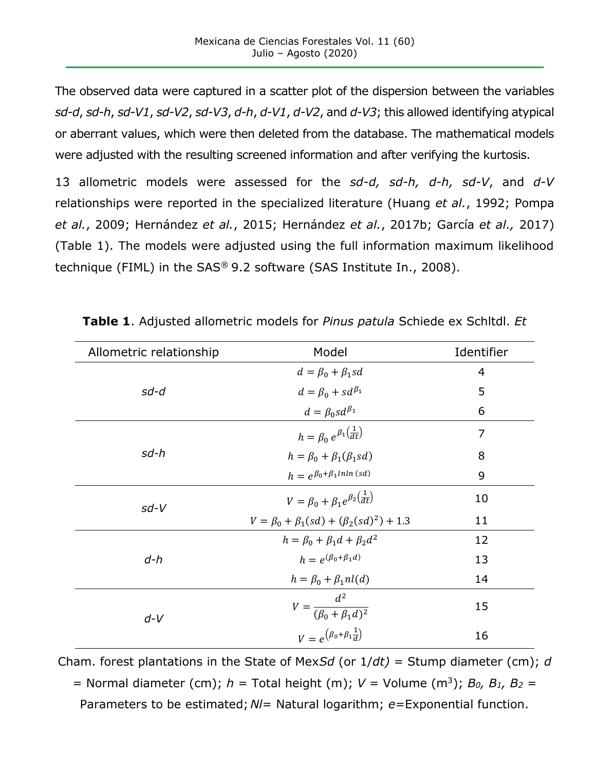The observed data were captured in a scatter plot of the dispersion between the variables *sd-d*, *sd-h*, *sd-V1*, *sd-V2*, *sd-V3*, *d-h*, *d-V1*, *d-V2*, and *d-V3*; this allowed identifying atypical or aberrant values, which were then deleted from the database. The mathematical models were adjusted with the resulting screened information and after verifying the kurtosis.

13 allometric models were assessed for the *sd-d, sd-h, d-h, sd-V*, and *d-V* relationships were reported in the specialized literature (Huang *et al.*, 1992; Pompa *et al.*, 2009; Hernández *et al.*, 2015; Hernández *et al.*, 2017b; García *et al.,* 2017) (Table 1). The models were adjusted using the full information maximum likelihood technique (FIML) in the SAS® 9.2 software (SAS Institute In., 2008).

**Table 1**. Adjusted allometric models for *Pinus patula* Schiede ex Schltdl. *Et*

| Allometric relationship | Model | Identifier |
|---|---|---|
| *sd-d* | $d = \beta_0 + \beta_1 sd$ | 4 |
| | $d = \beta_0 + sd^{\beta_1}$ | 5 |
| | $d = \beta_0 sd^{\beta_1}$ | 6 |
| *sd-h* | $h = \beta_0\, e^{\beta_1\left(\frac{1}{dt}\right)}$ | 7 |
| | $h = \beta_0 + \beta_1(\beta_1 sd)$ | 8 |
| | $h = e^{\beta_0 + \beta_1 lnln\,(sd)}$ | 9 |
| *sd-V* | $V = \beta_0 + \beta_1 e^{\beta_2\left(\frac{1}{dt}\right)}$ | 10 |
| | $V = \beta_0 + \beta_1(sd) + (\beta_2(sd)^2) + 1.3$ | 11 |
| *d-h* | $h = \beta_0 + \beta_1 d + \beta_2 d^2$ | 12 |
| | $h = e^{(\beta_0 + \beta_1 d)}$ | 13 |
| | $h = \beta_0 + \beta_1 nl(d)$ | 14 |
| *d-V* | $V = \dfrac{d^2}{(\beta_0 + \beta_1 d)^2}$ | 15 |
| | $V = e^{\left(\beta_0 + \beta_1 \frac{1}{d}\right)}$ | 16 |

Cham. forest plantations in the State of Mex*Sd* (or 1/*dt)* = Stump diameter (cm); *d* = Normal diameter (cm); *h* = Total height (m); *V* = Volume (m³); $B_0$, $B_1$, $B_2$ = Parameters to be estimated; *Nl*= Natural logarithm; *e*=Exponential function.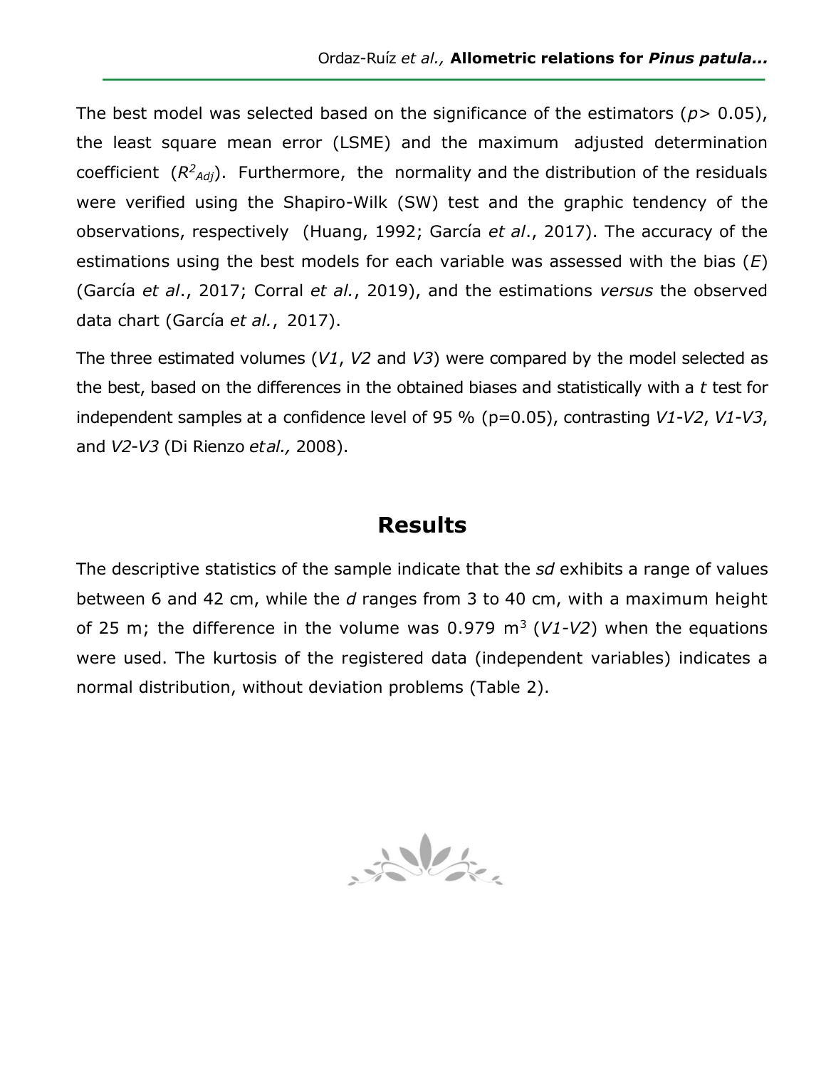The best model was selected based on the significance of the estimators ($p$> 0.05), the least square mean error (LSME) and the maximum adjusted determination coefficient ($R^2_{Adj}$). Furthermore, the normality and the distribution of the residuals were verified using the Shapiro-Wilk (SW) test and the graphic tendency of the observations, respectively (Huang, 1992; García *et al*., 2017). The accuracy of the estimations using the best models for each variable was assessed with the bias ($E$) (García *et al*., 2017; Corral *et al*., 2019), and the estimations *versus* the observed data chart (García *et al.*, 2017).

The three estimated volumes (*V1*, *V2* and *V3*) were compared by the model selected as the best, based on the differences in the obtained biases and statistically with a $t$ test for independent samples at a confidence level of 95 % (p=0.05), contrasting *V1*-*V2*, *V1*-*V3*, and *V2*-*V3* (Di Rienzo *etal.,* 2008).

## Results

The descriptive statistics of the sample indicate that the *sd* exhibits a range of values between 6 and 42 cm, while the *d* ranges from 3 to 40 cm, with a maximum height of 25 m; the difference in the volume was 0.979 $m^3$ (*V1*-*V2*) when the equations were used. The kurtosis of the registered data (independent variables) indicates a normal distribution, without deviation problems (Table 2).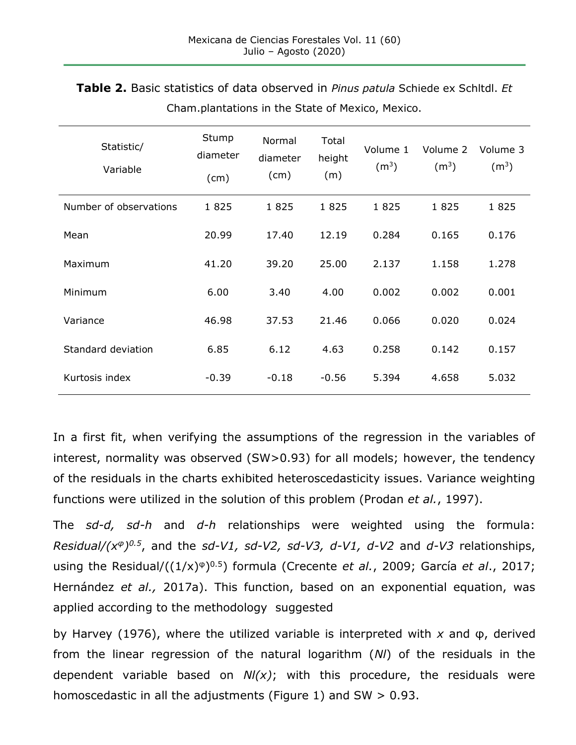**Table 2.** Basic statistics of data observed in *Pinus patula* Schiede ex Schltdl. *Et* Cham.plantations in the State of Mexico, Mexico.

| Statistic/ Variable | Stump diameter (cm) | Normal diameter (cm) | Total height (m) | Volume 1 ($m^3$) | Volume 2 ($m^3$) | Volume 3 ($m^3$) |
|---|---|---|---|---|---|---|
| Number of observations | 1 825 | 1 825 | 1 825 | 1 825 | 1 825 | 1 825 |
| Mean | 20.99 | 17.40 | 12.19 | 0.284 | 0.165 | 0.176 |
| Maximum | 41.20 | 39.20 | 25.00 | 2.137 | 1.158 | 1.278 |
| Minimum | 6.00 | 3.40 | 4.00 | 0.002 | 0.002 | 0.001 |
| Variance | 46.98 | 37.53 | 21.46 | 0.066 | 0.020 | 0.024 |
| Standard deviation | 6.85 | 6.12 | 4.63 | 0.258 | 0.142 | 0.157 |
| Kurtosis index | -0.39 | -0.18 | -0.56 | 5.394 | 4.658 | 5.032 |

In a first fit, when verifying the assumptions of the regression in the variables of interest, normality was observed (SW>0.93) for all models; however, the tendency of the residuals in the charts exhibited heteroscedasticity issues. Variance weighting functions were utilized in the solution of this problem (Prodan *et al.*, 1997).

The *sd-d, sd-h* and *d-h* relationships were weighted using the formula: $Residual/(x^{\varphi})^{0.5}$, and the *sd-V1, sd-V2, sd-V3, d-V1, d-V2* and *d-V3* relationships, using the $Residual/((1/x)^{\varphi})^{0.5}$ formula (Crecente *et al.*, 2009; García *et al*., 2017; Hernández *et al.,* 2017a). This function, based on an exponential equation, was applied according to the methodology suggested

by Harvey (1976), where the utilized variable is interpreted with $x$ and $\varphi$, derived from the linear regression of the natural logarithm (*Nl*) of the residuals in the dependent variable based on *Nl(x)*; with this procedure, the residuals were homoscedastic in all the adjustments (Figure 1) and SW > 0.93.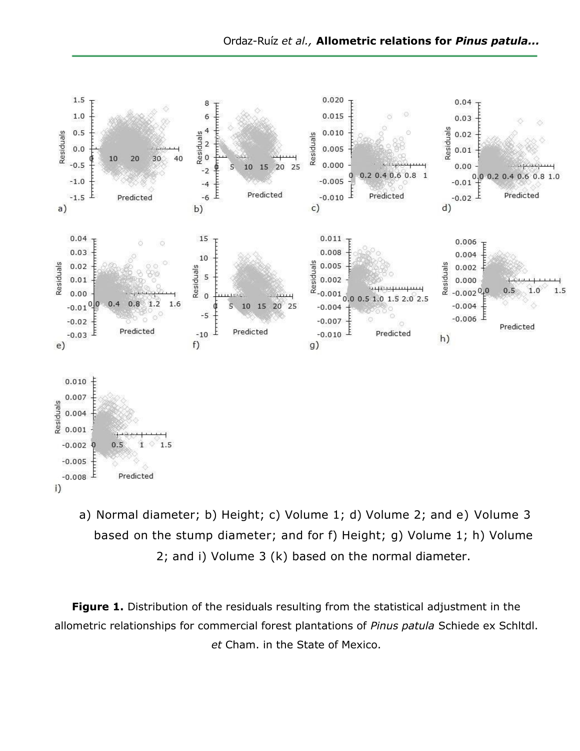a) Normal diameter; b) Height; c) Volume 1; d) Volume 2; and e) Volume 3 based on the stump diameter; and for f) Height; g) Volume 1; h) Volume 2; and i) Volume 3 (k) based on the normal diameter.

**Figure 1.** Distribution of the residuals resulting from the statistical adjustment in the allometric relationships for commercial forest plantations of *Pinus patula* Schiede ex Schltdl. *et* Cham. in the State of Mexico.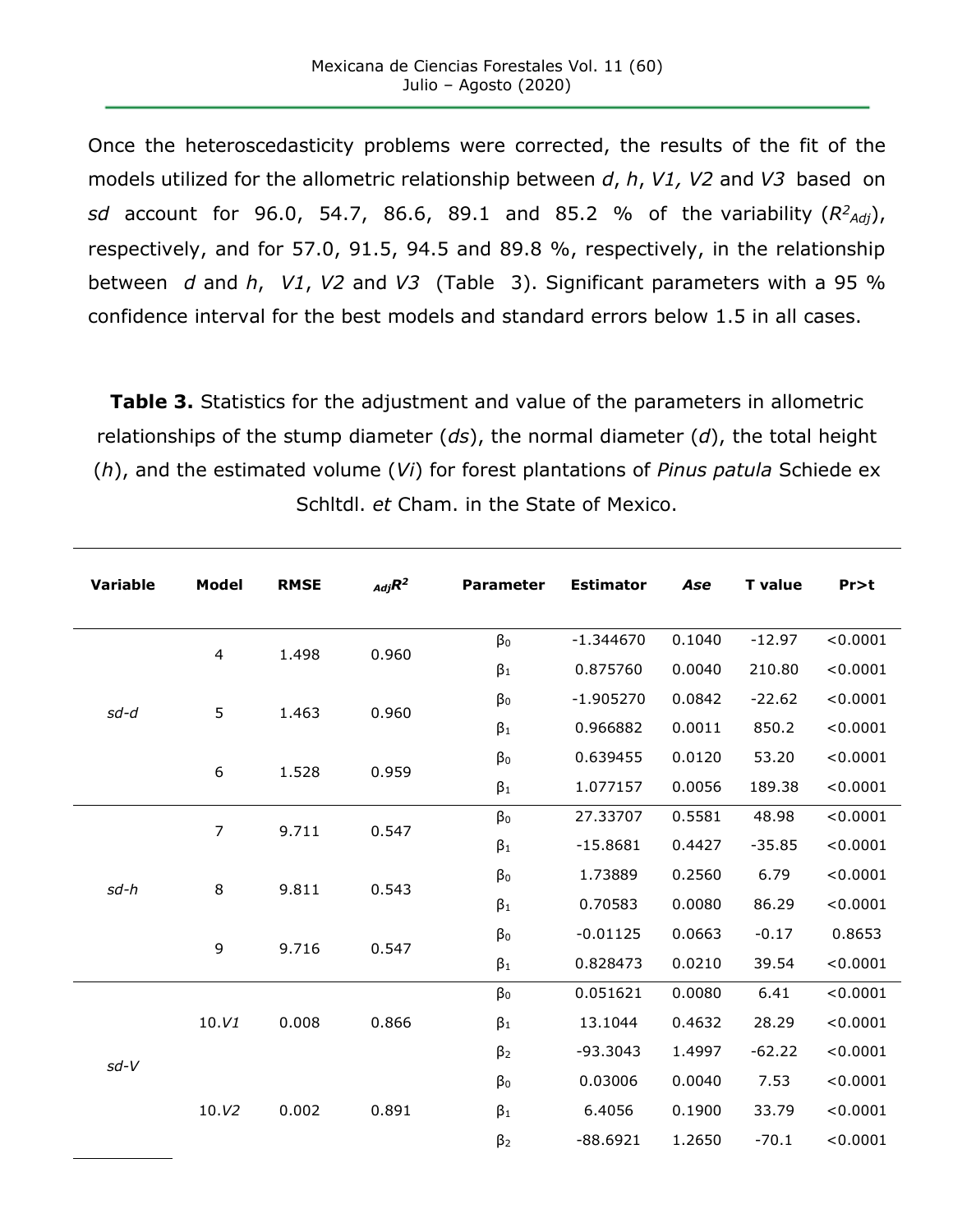Once the heteroscedasticity problems were corrected, the results of the fit of the models utilized for the allometric relationship between *d*, *h*, *V1, V2* and *V3* based on *sd* account for 96.0, 54.7, 86.6, 89.1 and 85.2 % of the variability ($R^2_{Adj}$), respectively, and for 57.0, 91.5, 94.5 and 89.8 %, respectively, in the relationship between *d* and *h*, *V1*, *V2* and *V3* (Table 3). Significant parameters with a 95 % confidence interval for the best models and standard errors below 1.5 in all cases.

**Table 3.** Statistics for the adjustment and value of the parameters in allometric relationships of the stump diameter (*ds*), the normal diameter (*d*), the total height (*h*), and the estimated volume (*Vi*) for forest plantations of *Pinus patula* Schiede ex Schltdl. *et* Cham. in the State of Mexico.

| Variable | Model | RMSE | $_{Adj}R^2$ | Parameter | Estimator | *Ase* | T value | Pr>t |
|---|---|---|---|---|---|---|---|---|
| *sd-d* | 4 | 1.498 | 0.960 | $\beta_0$ | -1.344670 | 0.1040 | -12.97 | <0.0001 |
| | | | | $\beta_1$ | 0.875760 | 0.0040 | 210.80 | <0.0001 |
| | 5 | 1.463 | 0.960 | $\beta_0$ | -1.905270 | 0.0842 | -22.62 | <0.0001 |
| | | | | $\beta_1$ | 0.966882 | 0.0011 | 850.2 | <0.0001 |
| | 6 | 1.528 | 0.959 | $\beta_0$ | 0.639455 | 0.0120 | 53.20 | <0.0001 |
| | | | | $\beta_1$ | 1.077157 | 0.0056 | 189.38 | <0.0001 |
| *sd-h* | 7 | 9.711 | 0.547 | $\beta_0$ | 27.33707 | 0.5581 | 48.98 | <0.0001 |
| | | | | $\beta_1$ | -15.8681 | 0.4427 | -35.85 | <0.0001 |
| | 8 | 9.811 | 0.543 | $\beta_0$ | 1.73889 | 0.2560 | 6.79 | <0.0001 |
| | | | | $\beta_1$ | 0.70583 | 0.0080 | 86.29 | <0.0001 |
| | 9 | 9.716 | 0.547 | $\beta_0$ | -0.01125 | 0.0663 | -0.17 | 0.8653 |
| | | | | $\beta_1$ | 0.828473 | 0.0210 | 39.54 | <0.0001 |
| *sd-V* | 10.*V1* | 0.008 | 0.866 | $\beta_0$ | 0.051621 | 0.0080 | 6.41 | <0.0001 |
| | | | | $\beta_1$ | 13.1044 | 0.4632 | 28.29 | <0.0001 |
| | | | | $\beta_2$ | -93.3043 | 1.4997 | -62.22 | <0.0001 |
| | 10.*V2* | 0.002 | 0.891 | $\beta_0$ | 0.03006 | 0.0040 | 7.53 | <0.0001 |
| | | | | $\beta_1$ | 6.4056 | 0.1900 | 33.79 | <0.0001 |
| | | | | $\beta_2$ | -88.6921 | 1.2650 | -70.1 | <0.0001 |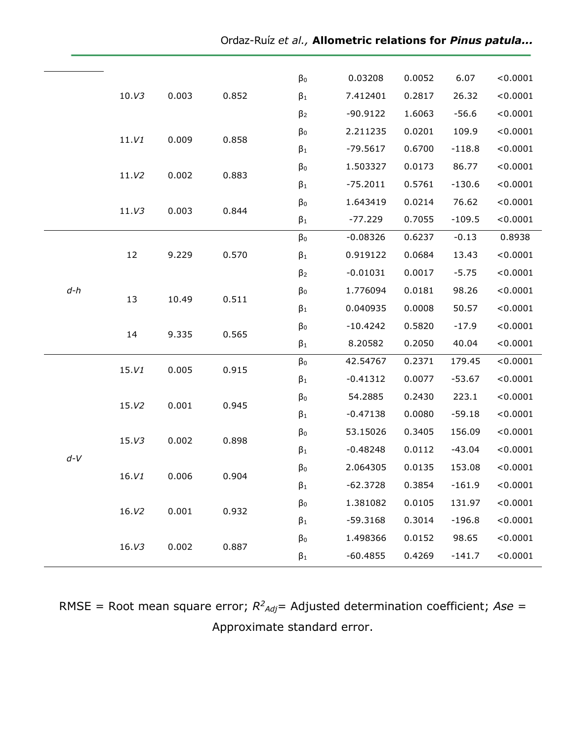| | | | | | | | |
|---|---|---|---|---|---|---|---|
| | 10.*V3* | 0.003 | 0.852 | $\beta_0$ | 0.03208 | 0.0052 | 6.07 | <0.0001 |
| | | | | $\beta_1$ | 7.412401 | 0.2817 | 26.32 | <0.0001 |
| | | | | $\beta_2$ | -90.9122 | 1.6063 | -56.6 | <0.0001 |
| | 11.*V1* | 0.009 | 0.858 | $\beta_0$ | 2.211235 | 0.0201 | 109.9 | <0.0001 |
| | | | | $\beta_1$ | -79.5617 | 0.6700 | -118.8 | <0.0001 |
| | 11.*V2* | 0.002 | 0.883 | $\beta_0$ | 1.503327 | 0.0173 | 86.77 | <0.0001 |
| | | | | $\beta_1$ | -75.2011 | 0.5761 | -130.6 | <0.0001 |
| | 11.*V3* | 0.003 | 0.844 | $\beta_0$ | 1.643419 | 0.0214 | 76.62 | <0.0001 |
| | | | | $\beta_1$ | -77.229 | 0.7055 | -109.5 | <0.0001 |
| *d-h* | 12 | 9.229 | 0.570 | $\beta_0$ | -0.08326 | 0.6237 | -0.13 | 0.8938 |
| | | | | $\beta_1$ | 0.919122 | 0.0684 | 13.43 | <0.0001 |
| | | | | $\beta_2$ | -0.01031 | 0.0017 | -5.75 | <0.0001 |
| | 13 | 10.49 | 0.511 | $\beta_0$ | 1.776094 | 0.0181 | 98.26 | <0.0001 |
| | | | | $\beta_1$ | 0.040935 | 0.0008 | 50.57 | <0.0001 |
| | 14 | 9.335 | 0.565 | $\beta_0$ | -10.4242 | 0.5820 | -17.9 | <0.0001 |
| | | | | $\beta_1$ | 8.20582 | 0.2050 | 40.04 | <0.0001 |
| *d-V* | 15.*V1* | 0.005 | 0.915 | $\beta_0$ | 42.54767 | 0.2371 | 179.45 | <0.0001 |
| | | | | $\beta_1$ | -0.41312 | 0.0077 | -53.67 | <0.0001 |
| | 15.*V2* | 0.001 | 0.945 | $\beta_0$ | 54.2885 | 0.2430 | 223.1 | <0.0001 |
| | | | | $\beta_1$ | -0.47138 | 0.0080 | -59.18 | <0.0001 |
| | 15.*V3* | 0.002 | 0.898 | $\beta_0$ | 53.15026 | 0.3405 | 156.09 | <0.0001 |
| | | | | $\beta_1$ | -0.48248 | 0.0112 | -43.04 | <0.0001 |
| | 16.*V1* | 0.006 | 0.904 | $\beta_0$ | 2.064305 | 0.0135 | 153.08 | <0.0001 |
| | | | | $\beta_1$ | -62.3728 | 0.3854 | -161.9 | <0.0001 |
| | 16.*V2* | 0.001 | 0.932 | $\beta_0$ | 1.381082 | 0.0105 | 131.97 | <0.0001 |
| | | | | $\beta_1$ | -59.3168 | 0.3014 | -196.8 | <0.0001 |
| | 16.*V3* | 0.002 | 0.887 | $\beta_0$ | 1.498366 | 0.0152 | 98.65 | <0.0001 |
| | | | | $\beta_1$ | -60.4855 | 0.4269 | -141.7 | <0.0001 |

RMSE = Root mean square error; $R^2_{Adj}$= Adjusted determination coefficient; *Ase* = Approximate standard error.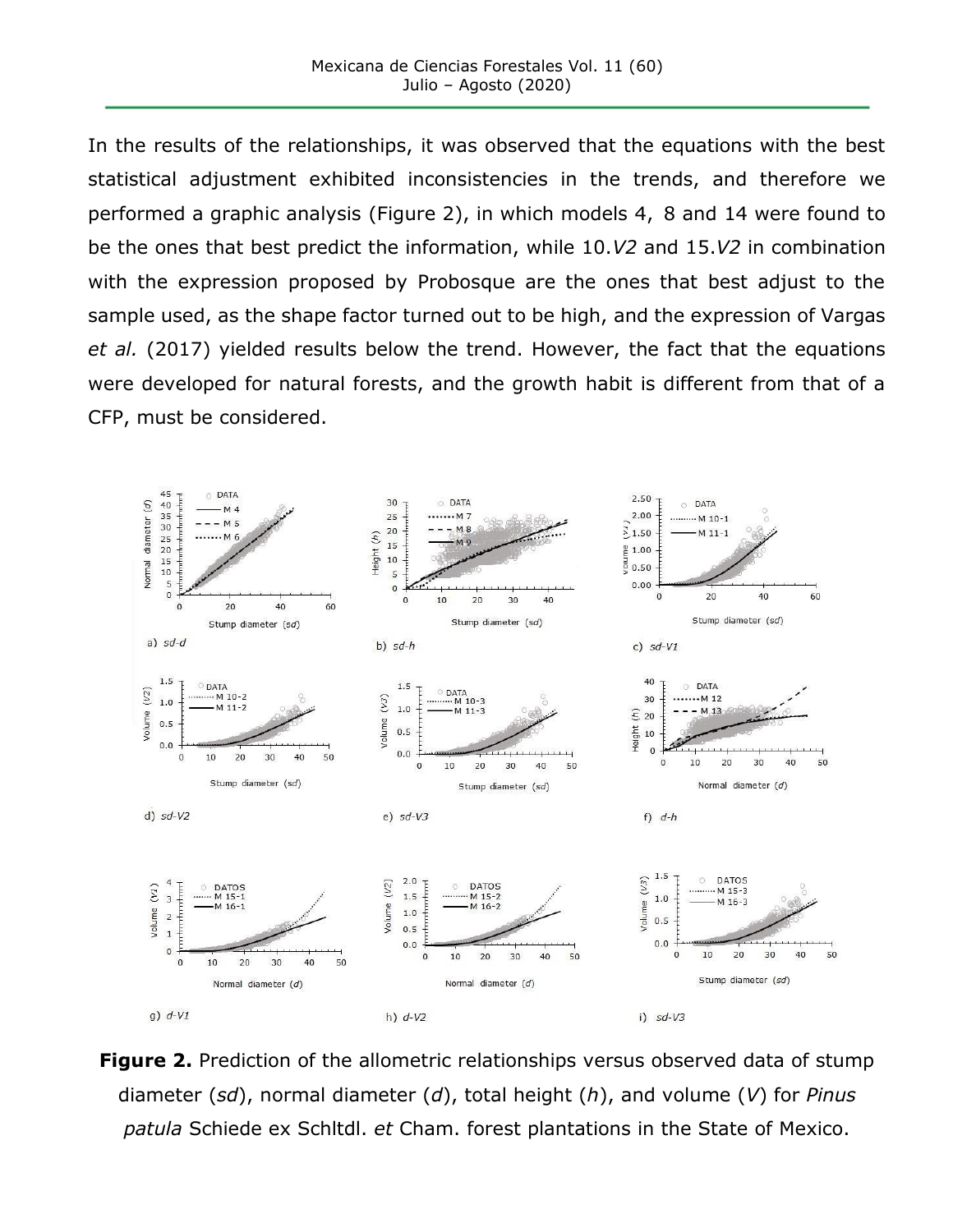In the results of the relationships, it was observed that the equations with the best statistical adjustment exhibited inconsistencies in the trends, and therefore we performed a graphic analysis (Figure 2), in which models 4, 8 and 14 were found to be the ones that best predict the information, while 10.*V2* and 15.*V2* in combination with the expression proposed by Probosque are the ones that best adjust to the sample used, as the shape factor turned out to be high, and the expression of Vargas *et al.* (2017) yielded results below the trend. However, the fact that the equations were developed for natural forests, and the growth habit is different from that of a CFP, must be considered.

a) *sd-d*  b) *sd-h*  c) *sd-V1*

d) *sd-V2*  e) *sd-V3*  f) *d-h*

g) *d-V1*  h) *d-V2*  i) *sd-V3*

**Figure 2.** Prediction of the allometric relationships versus observed data of stump diameter (*sd*), normal diameter (*d*), total height (*h*), and volume (*V*) for *Pinus patula* Schiede ex Schltdl. *et* Cham. forest plantations in the State of Mexico.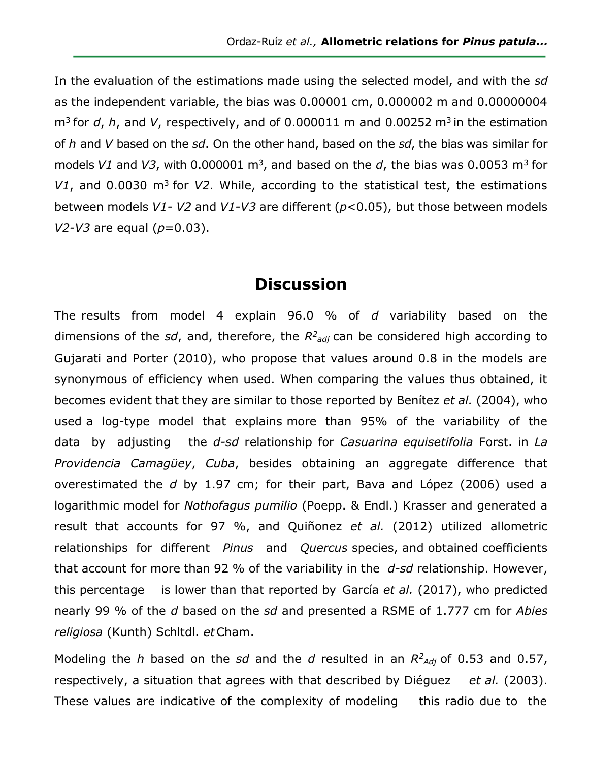In the evaluation of the estimations made using the selected model, and with the *sd* as the independent variable, the bias was 0.00001 cm, 0.000002 m and 0.00000004 $m^3$ for *d*, *h*, and *V*, respectively, and of 0.000011 m and 0.00252 $m^3$ in the estimation of *h* and *V* based on the *sd*. On the other hand, based on the *sd*, the bias was similar for models *V1* and *V3*, with 0.000001 $m^3$, and based on the *d*, the bias was 0.0053 $m^3$ for *V1*, and 0.0030 $m^3$ for *V2*. While, according to the statistical test, the estimations between models *V1*- *V2* and *V1-V3* are different ($p$<0.05), but those between models *V2-V3* are equal ($p$=0.03).

## Discussion

The results from model 4 explain 96.0 % of *d* variability based on the dimensions of the *sd*, and, therefore, the $R^2_{adj}$ can be considered high according to Gujarati and Porter (2010), who propose that values around 0.8 in the models are synonymous of efficiency when used. When comparing the values thus obtained, it becomes evident that they are similar to those reported by Benítez *et al.* (2004), who used a log-type model that explains more than 95% of the variability of the data by adjusting the *d-sd* relationship for *Casuarina equisetifolia* Forst. in *La Providencia Camagüey*, *Cuba*, besides obtaining an aggregate difference that overestimated the *d* by 1.97 cm; for their part, Bava and López (2006) used a logarithmic model for *Nothofagus pumilio* (Poepp. & Endl.) Krasser and generated a result that accounts for 97 %, and Quiñonez *et al.* (2012) utilized allometric relationships for different *Pinus* and *Quercus* species, and obtained coefficients that account for more than 92 % of the variability in the *d-sd* relationship. However, this percentage is lower than that reported by García *et al.* (2017), who predicted nearly 99 % of the *d* based on the *sd* and presented a RSME of 1.777 cm for *Abies religiosa* (Kunth) Schltdl. *et* Cham.

Modeling the *h* based on the *sd* and the *d* resulted in an $R^2_{Adj}$ of 0.53 and 0.57, respectively, a situation that agrees with that described by Diéguez *et al.* (2003). These values are indicative of the complexity of modeling this radio due to the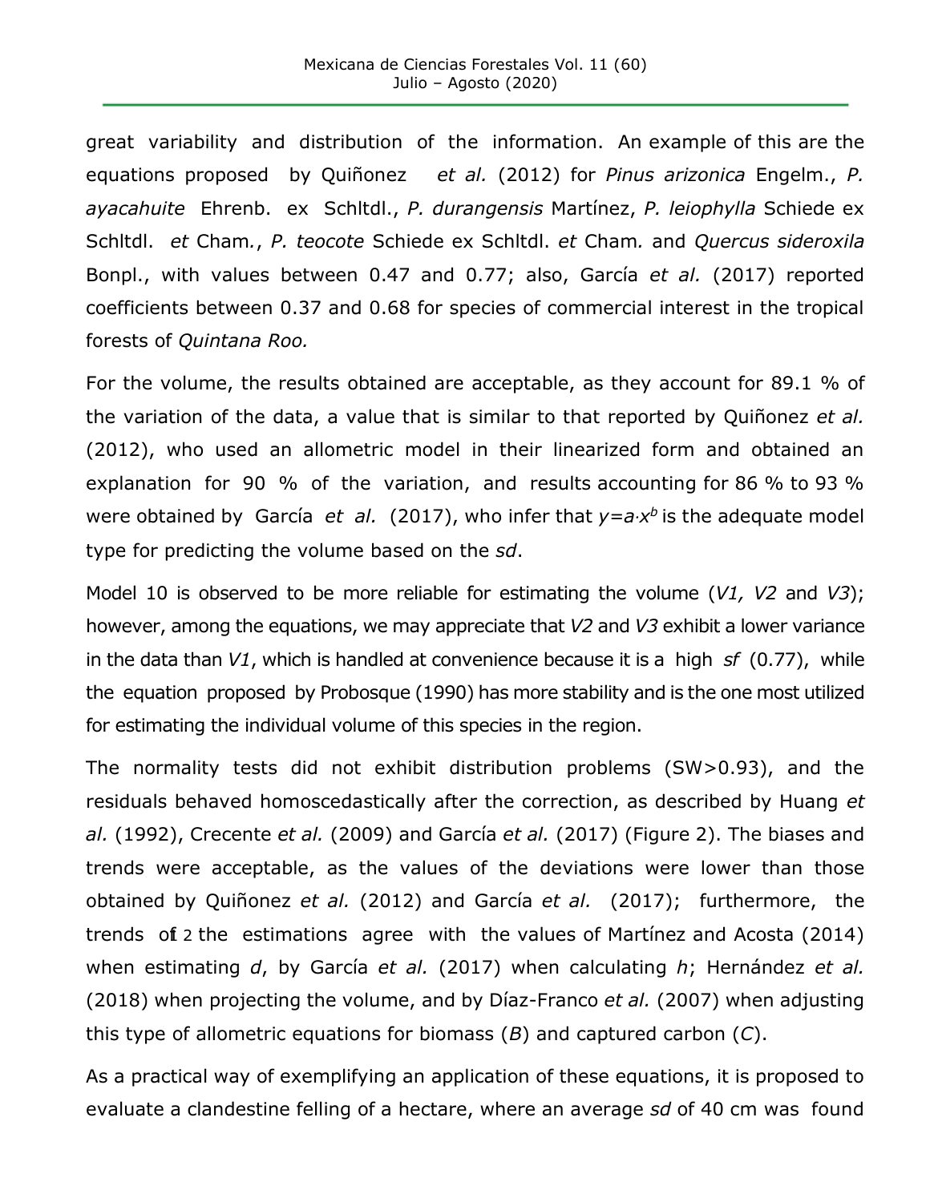great variability and distribution of the information. An example of this are the equations proposed by Quiñonez *et al.* (2012) for *Pinus arizonica* Engelm., *P. ayacahuite* Ehrenb. ex Schltdl., *P. durangensis* Martínez, *P. leiophylla* Schiede ex Schltdl. *et* Cham., *P. teocote* Schiede ex Schltdl. *et* Cham. and *Quercus sideroxila* Bonpl., with values between 0.47 and 0.77; also, García *et al.* (2017) reported coefficients between 0.37 and 0.68 for species of commercial interest in the tropical forests of *Quintana Roo.*

For the volume, the results obtained are acceptable, as they account for 89.1 % of the variation of the data, a value that is similar to that reported by Quiñonez *et al.* (2012), who used an allometric model in their linearized form and obtained an explanation for 90 % of the variation, and results accounting for 86 % to 93 % were obtained by García *et al.* (2017), who infer that $y=a \cdot x^b$ is the adequate model type for predicting the volume based on the *sd*.

Model 10 is observed to be more reliable for estimating the volume (*V1, V2* and *V3*); however, among the equations, we may appreciate that *V2* and *V3* exhibit a lower variance in the data than *V1*, which is handled at convenience because it is a high *sf* (0.77), while the equation proposed by Probosque (1990) has more stability and is the one most utilized for estimating the individual volume of this species in the region.

The normality tests did not exhibit distribution problems (SW>0.93), and the residuals behaved homoscedastically after the correction, as described by Huang *et al.* (1992), Crecente *et al.* (2009) and García *et al.* (2017) (Figure 2). The biases and trends were acceptable, as the values of the deviations were lower than those obtained by Quiñonez *et al.* (2012) and García *et al.* (2017); furthermore, the trends of the estimations agree with the values of Martínez and Acosta (2014) when estimating *d*, by García *et al.* (2017) when calculating *h*; Hernández *et al.* (2018) when projecting the volume, and by Díaz-Franco *et al.* (2007) when adjusting this type of allometric equations for biomass (*B*) and captured carbon (*C*).

As a practical way of exemplifying an application of these equations, it is proposed to evaluate a clandestine felling of a hectare, where an average *sd* of 40 cm was found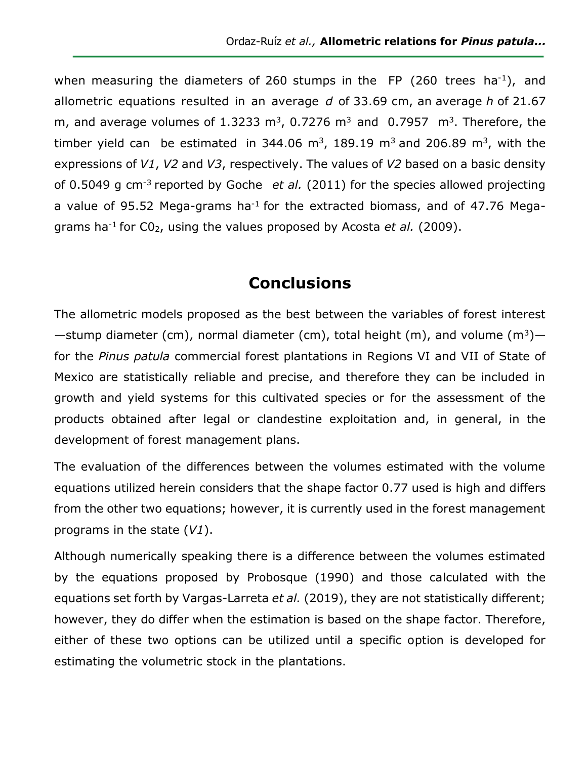when measuring the diameters of 260 stumps in the FP (260 trees ha$^{-1}$), and allometric equations resulted in an average *d* of 33.69 cm, an average *h* of 21.67 m, and average volumes of 1.3233 m$^3$, 0.7276 m$^3$ and 0.7957 m$^3$. Therefore, the timber yield can be estimated in 344.06 m$^3$, 189.19 m$^3$ and 206.89 m$^3$, with the expressions of *V1*, *V2* and *V3*, respectively. The values of *V2* based on a basic density of 0.5049 g cm$^{-3}$ reported by Goche *et al.* (2011) for the species allowed projecting a value of 95.52 Mega-grams ha$^{-1}$ for the extracted biomass, and of 47.76 Mega-grams ha$^{-1}$ for $C0_2$, using the values proposed by Acosta *et al.* (2009).

## Conclusions

The allometric models proposed as the best between the variables of forest interest —stump diameter (cm), normal diameter (cm), total height (m), and volume (m$^3$)— for the *Pinus patula* commercial forest plantations in Regions VI and VII of State of Mexico are statistically reliable and precise, and therefore they can be included in growth and yield systems for this cultivated species or for the assessment of the products obtained after legal or clandestine exploitation and, in general, in the development of forest management plans.

The evaluation of the differences between the volumes estimated with the volume equations utilized herein considers that the shape factor 0.77 used is high and differs from the other two equations; however, it is currently used in the forest management programs in the state (*V1*).

Although numerically speaking there is a difference between the volumes estimated by the equations proposed by Probosque (1990) and those calculated with the equations set forth by Vargas-Larreta *et al.* (2019), they are not statistically different; however, they do differ when the estimation is based on the shape factor. Therefore, either of these two options can be utilized until a specific option is developed for estimating the volumetric stock in the plantations.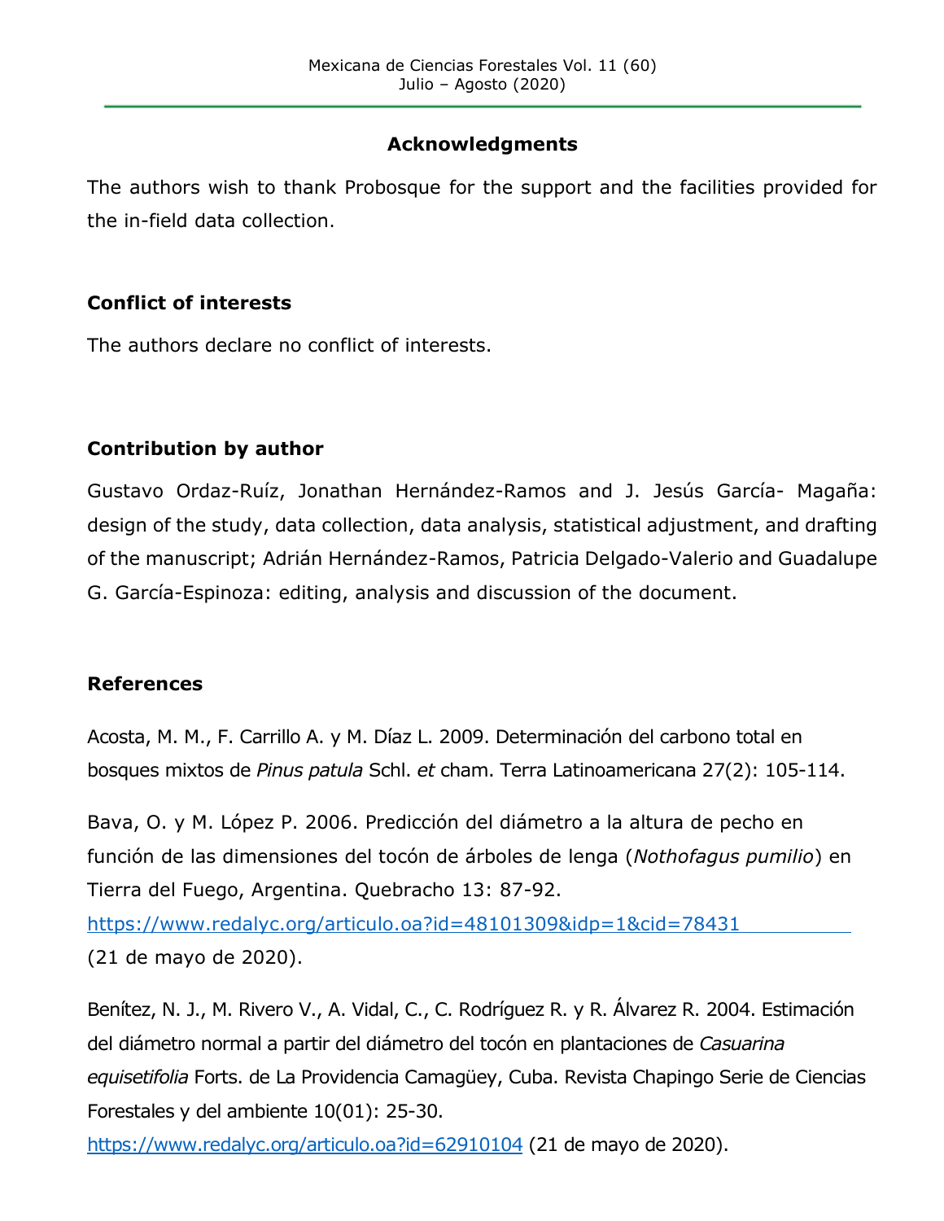## Acknowledgments

The authors wish to thank Probosque for the support and the facilities provided for the in-field data collection.

## Conflict of interests

The authors declare no conflict of interests.

## Contribution by author

Gustavo Ordaz-Ruíz, Jonathan Hernández-Ramos and J. Jesús García- Magaña: design of the study, data collection, data analysis, statistical adjustment, and drafting of the manuscript; Adrián Hernández-Ramos, Patricia Delgado-Valerio and Guadalupe G. García-Espinoza: editing, analysis and discussion of the document.

## References

Acosta, M. M., F. Carrillo A. y M. Díaz L. 2009. Determinación del carbono total en bosques mixtos de *Pinus patula* Schl. *et* cham. Terra Latinoamericana 27(2): 105-114.

Bava, O. y M. López P. 2006. Predicción del diámetro a la altura de pecho en función de las dimensiones del tocón de árboles de lenga (*Nothofagus pumilio*) en Tierra del Fuego, Argentina. Quebracho 13: 87-92. https://www.redalyc.org/articulo.oa?id=48101309&idp=1&cid=78431 (21 de mayo de 2020).

Benítez, N. J., M. Rivero V., A. Vidal, C., C. Rodríguez R. y R. Álvarez R. 2004. Estimación del diámetro normal a partir del diámetro del tocón en plantaciones de *Casuarina equisetifolia* Forts. de La Providencia Camagüey, Cuba. Revista Chapingo Serie de Ciencias Forestales y del ambiente 10(01): 25-30. https://www.redalyc.org/articulo.oa?id=62910104 (21 de mayo de 2020).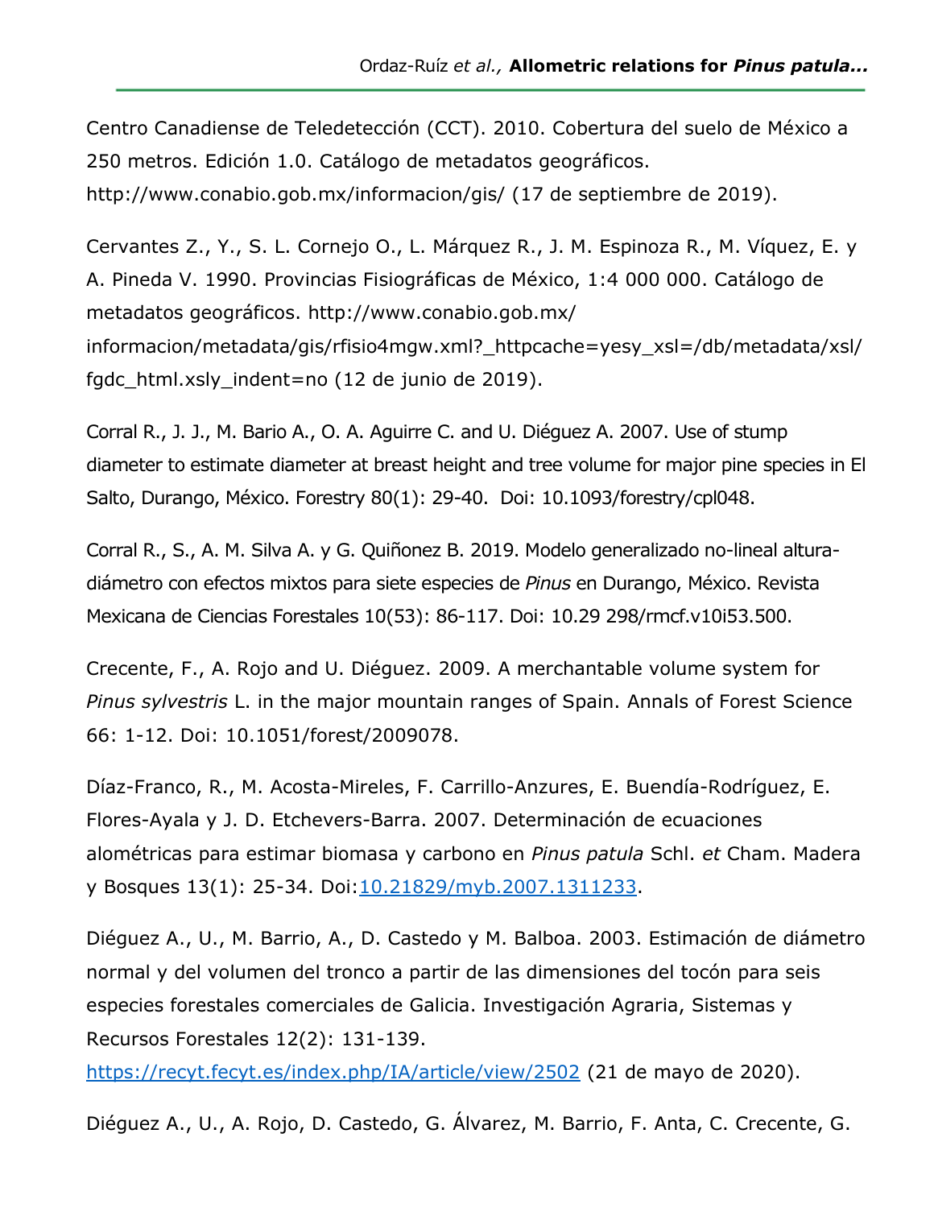Centro Canadiense de Teledetección (CCT). 2010. Cobertura del suelo de México a 250 metros. Edición 1.0. Catálogo de metadatos geográficos. http://www.conabio.gob.mx/informacion/gis/ (17 de septiembre de 2019).

Cervantes Z., Y., S. L. Cornejo O., L. Márquez R., J. M. Espinoza R., M. Víquez, E. y A. Pineda V. 1990. Provincias Fisiográficas de México, 1:4 000 000. Catálogo de metadatos geográficos. http://www.conabio.gob.mx/informacion/metadata/gis/rfisio4mgw.xml?_httpcache=yesy_xsl=/db/metadata/xsl/fgdc_html.xsly_indent=no (12 de junio de 2019).

Corral R., J. J., M. Bario A., O. A. Aguirre C. and U. Diéguez A. 2007. Use of stump diameter to estimate diameter at breast height and tree volume for major pine species in El Salto, Durango, México. Forestry 80(1): 29-40. Doi: 10.1093/forestry/cpl048.

Corral R., S., A. M. Silva A. y G. Quiñonez B. 2019. Modelo generalizado no-lineal altura-diámetro con efectos mixtos para siete especies de *Pinus* en Durango, México. Revista Mexicana de Ciencias Forestales 10(53): 86-117. Doi: 10.29 298/rmcf.v10i53.500.

Crecente, F., A. Rojo and U. Diéguez. 2009. A merchantable volume system for *Pinus sylvestris* L. in the major mountain ranges of Spain. Annals of Forest Science 66: 1-12. Doi: 10.1051/forest/2009078.

Díaz-Franco, R., M. Acosta-Mireles, F. Carrillo-Anzures, E. Buendía-Rodríguez, E. Flores-Ayala y J. D. Etchevers-Barra. 2007. Determinación de ecuaciones alométricas para estimar biomasa y carbono en *Pinus patula* Schl. *et* Cham. Madera y Bosques 13(1): 25-34. Doi:10.21829/myb.2007.1311233.

Diéguez A., U., M. Barrio, A., D. Castedo y M. Balboa. 2003. Estimación de diámetro normal y del volumen del tronco a partir de las dimensiones del tocón para seis especies forestales comerciales de Galicia. Investigación Agraria, Sistemas y Recursos Forestales 12(2): 131-139. https://recyt.fecyt.es/index.php/IA/article/view/2502 (21 de mayo de 2020).

Diéguez A., U., A. Rojo, D. Castedo, G. Álvarez, M. Barrio, F. Anta, C. Crecente, G.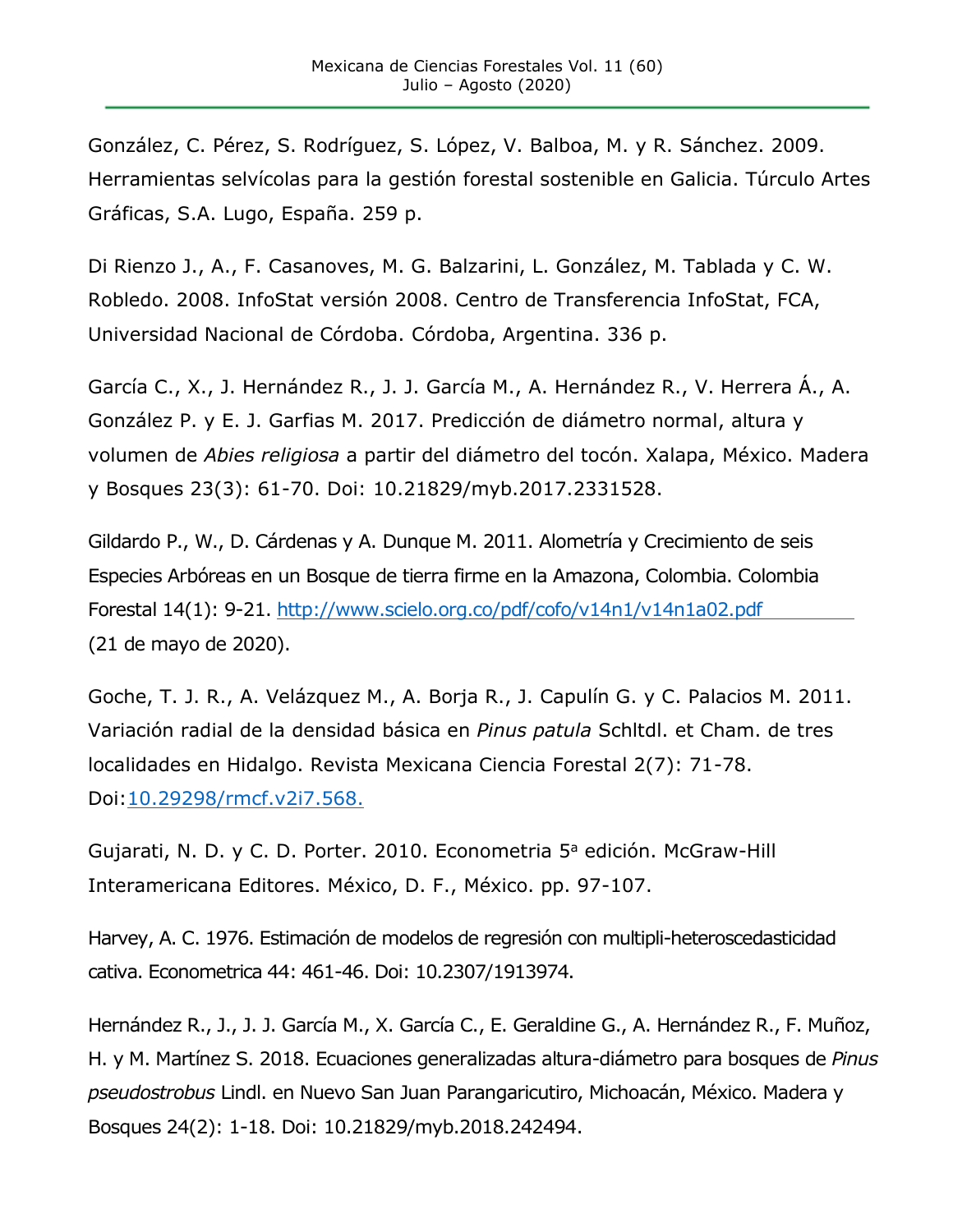González, C. Pérez, S. Rodríguez, S. López, V. Balboa, M. y R. Sánchez. 2009. Herramientas selvícolas para la gestión forestal sostenible en Galicia. Túrculo Artes Gráficas, S.A. Lugo, España. 259 p.

Di Rienzo J., A., F. Casanoves, M. G. Balzarini, L. González, M. Tablada y C. W. Robledo. 2008. InfoStat versión 2008. Centro de Transferencia InfoStat, FCA, Universidad Nacional de Córdoba. Córdoba, Argentina. 336 p.

García C., X., J. Hernández R., J. J. García M., A. Hernández R., V. Herrera Á., A. González P. y E. J. Garfias M. 2017. Predicción de diámetro normal, altura y volumen de *Abies religiosa* a partir del diámetro del tocón. Xalapa, México. Madera y Bosques 23(3): 61-70. Doi: 10.21829/myb.2017.2331528.

Gildardo P., W., D. Cárdenas y A. Dunque M. 2011. Alometría y Crecimiento de seis Especies Arbóreas en un Bosque de tierra firme en la Amazona, Colombia. Colombia Forestal 14(1): 9-21. http://www.scielo.org.co/pdf/cofo/v14n1/v14n1a02.pdf (21 de mayo de 2020).

Goche, T. J. R., A. Velázquez M., A. Borja R., J. Capulín G. y C. Palacios M. 2011. Variación radial de la densidad básica en *Pinus patula* Schltdl. et Cham. de tres localidades en Hidalgo. Revista Mexicana Ciencia Forestal 2(7): 71-78. Doi:10.29298/rmcf.v2i7.568.

Gujarati, N. D. y C. D. Porter. 2010. Econometria 5ª edición. McGraw-Hill Interamericana Editores. México, D. F., México. pp. 97-107.

Harvey, A. C. 1976. Estimación de modelos de regresión con multipli-heteroscedasticidad cativa. Econometrica 44: 461-46. Doi: 10.2307/1913974.

Hernández R., J., J. J. García M., X. García C., E. Geraldine G., A. Hernández R., F. Muñoz, H. y M. Martínez S. 2018. Ecuaciones generalizadas altura-diámetro para bosques de *Pinus pseudostrobus* Lindl. en Nuevo San Juan Parangaricutiro, Michoacán, México. Madera y Bosques 24(2): 1-18. Doi: 10.21829/myb.2018.242494.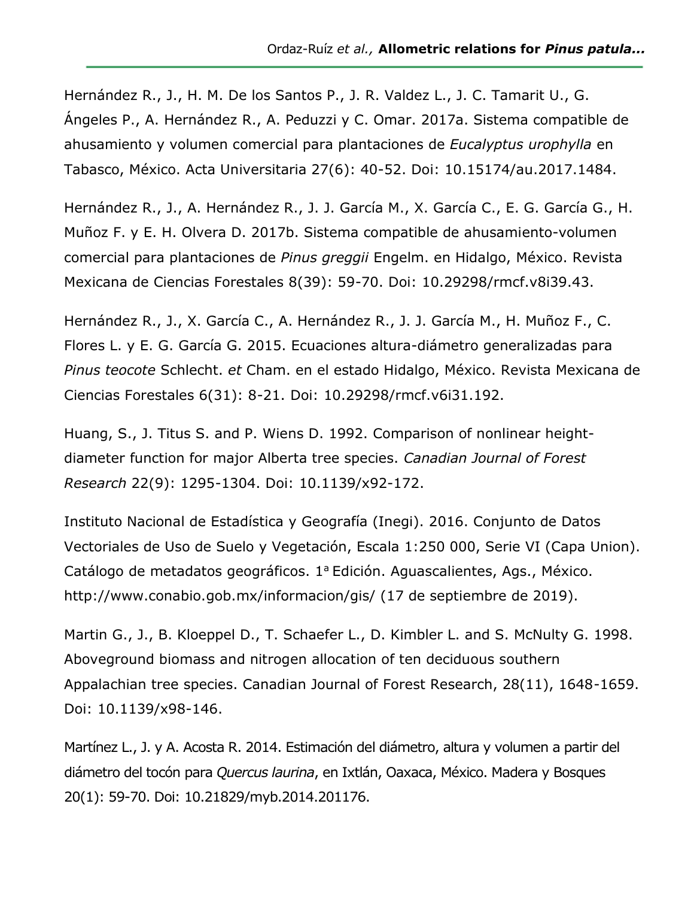Hernández R., J., H. M. De los Santos P., J. R. Valdez L., J. C. Tamarit U., G. Ángeles P., A. Hernández R., A. Peduzzi y C. Omar. 2017a. Sistema compatible de ahusamiento y volumen comercial para plantaciones de *Eucalyptus urophylla* en Tabasco, México. Acta Universitaria 27(6): 40-52. Doi: 10.15174/au.2017.1484.

Hernández R., J., A. Hernández R., J. J. García M., X. García C., E. G. García G., H. Muñoz F. y E. H. Olvera D. 2017b. Sistema compatible de ahusamiento-volumen comercial para plantaciones de *Pinus greggii* Engelm. en Hidalgo, México. Revista Mexicana de Ciencias Forestales 8(39): 59-70. Doi: 10.29298/rmcf.v8i39.43.

Hernández R., J., X. García C., A. Hernández R., J. J. García M., H. Muñoz F., C. Flores L. y E. G. García G. 2015. Ecuaciones altura-diámetro generalizadas para *Pinus teocote* Schlecht. *et* Cham. en el estado Hidalgo, México. Revista Mexicana de Ciencias Forestales 6(31): 8-21. Doi: 10.29298/rmcf.v6i31.192.

Huang, S., J. Titus S. and P. Wiens D. 1992. Comparison of nonlinear height-diameter function for major Alberta tree species. *Canadian Journal of Forest Research* 22(9): 1295-1304. Doi: 10.1139/x92-172.

Instituto Nacional de Estadística y Geografía (Inegi). 2016. Conjunto de Datos Vectoriales de Uso de Suelo y Vegetación, Escala 1:250 000, Serie VI (Capa Union). Catálogo de metadatos geográficos. 1ª Edición. Aguascalientes, Ags., México. http://www.conabio.gob.mx/informacion/gis/ (17 de septiembre de 2019).

Martin G., J., B. Kloeppel D., T. Schaefer L., D. Kimbler L. and S. McNulty G. 1998. Aboveground biomass and nitrogen allocation of ten deciduous southern Appalachian tree species. Canadian Journal of Forest Research, 28(11), 1648-1659. Doi: 10.1139/x98-146.

Martínez L., J. y A. Acosta R. 2014. Estimación del diámetro, altura y volumen a partir del diámetro del tocón para *Quercus laurina*, en Ixtlán, Oaxaca, México. Madera y Bosques 20(1): 59-70. Doi: 10.21829/myb.2014.201176.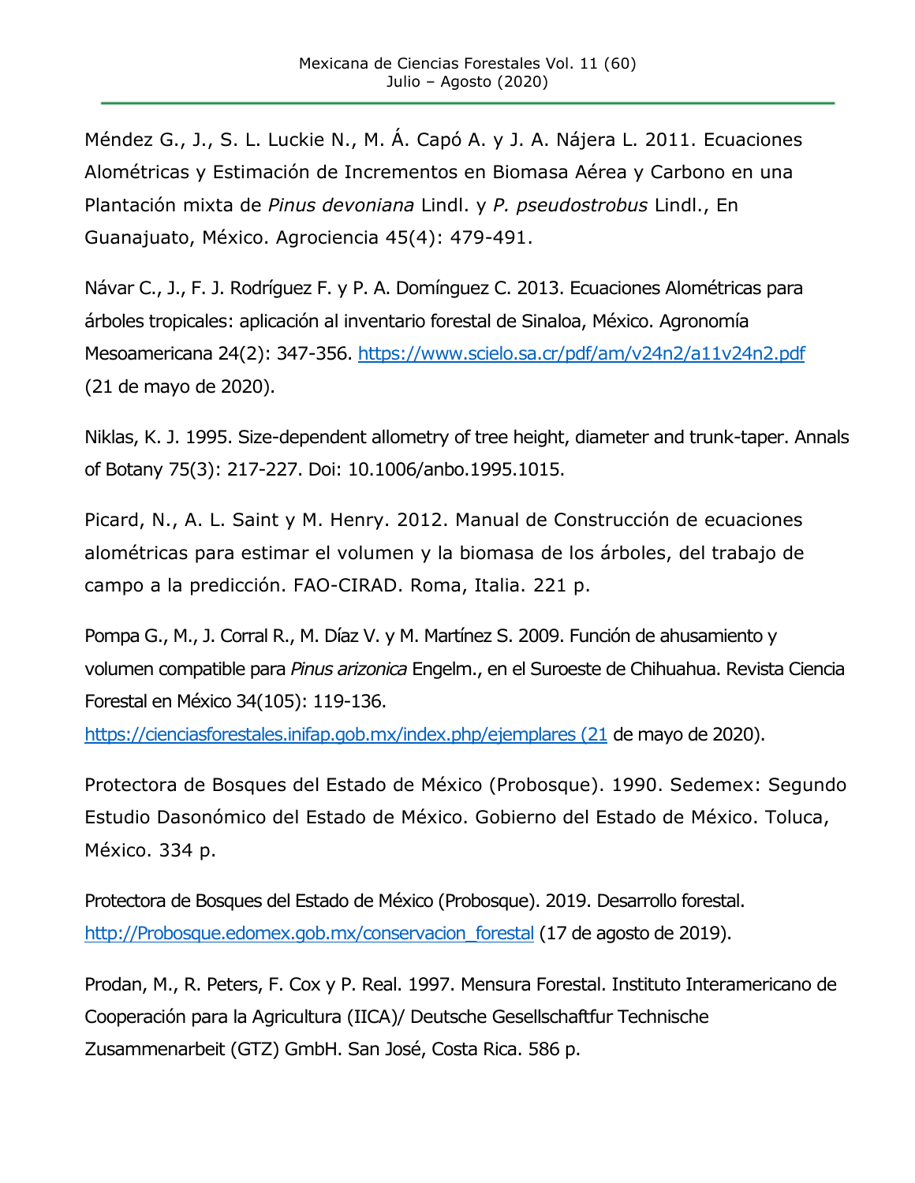Méndez G., J., S. L. Luckie N., M. Á. Capó A. y J. A. Nájera L. 2011. Ecuaciones Alométricas y Estimación de Incrementos en Biomasa Aérea y Carbono en una Plantación mixta de *Pinus devoniana* Lindl. y *P. pseudostrobus* Lindl., En Guanajuato, México. Agrociencia 45(4): 479-491.

Návar C., J., F. J. Rodríguez F. y P. A. Domínguez C. 2013. Ecuaciones Alométricas para árboles tropicales: aplicación al inventario forestal de Sinaloa, México. Agronomía Mesoamericana 24(2): 347-356. https://www.scielo.sa.cr/pdf/am/v24n2/a11v24n2.pdf (21 de mayo de 2020).

Niklas, K. J. 1995. Size-dependent allometry of tree height, diameter and trunk-taper. Annals of Botany 75(3): 217-227. Doi: 10.1006/anbo.1995.1015.

Picard, N., A. L. Saint y M. Henry. 2012. Manual de Construcción de ecuaciones alométricas para estimar el volumen y la biomasa de los árboles, del trabajo de campo a la predicción. FAO-CIRAD. Roma, Italia. 221 p.

Pompa G., M., J. Corral R., M. Díaz V. y M. Martínez S. 2009. Función de ahusamiento y volumen compatible para *Pinus arizonica* Engelm., en el Suroeste de Chihuahua. Revista Ciencia Forestal en México 34(105): 119-136. https://cienciasforestales.inifap.gob.mx/index.php/ejemplares (21 de mayo de 2020).

Protectora de Bosques del Estado de México (Probosque). 1990. Sedemex: Segundo Estudio Dasonómico del Estado de México. Gobierno del Estado de México. Toluca, México. 334 p.

Protectora de Bosques del Estado de México (Probosque). 2019. Desarrollo forestal. http://Probosque.edomex.gob.mx/conservacion_forestal (17 de agosto de 2019).

Prodan, M., R. Peters, F. Cox y P. Real. 1997. Mensura Forestal. Instituto Interamericano de Cooperación para la Agricultura (IICA)/ Deutsche Gesellschaftfur Technische Zusammenarbeit (GTZ) GmbH. San José, Costa Rica. 586 p.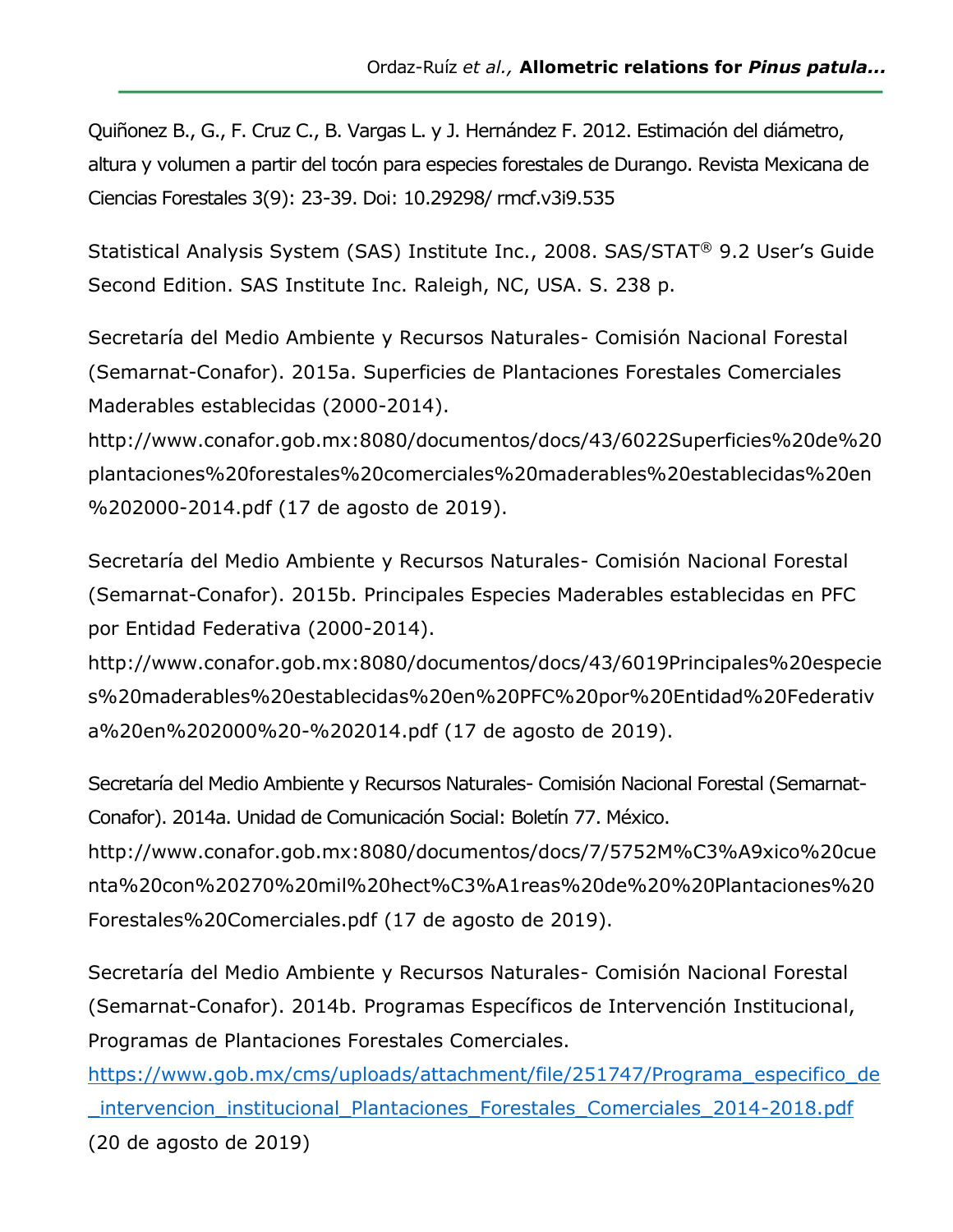Quiñonez B., G., F. Cruz C., B. Vargas L. y J. Hernández F. 2012. Estimación del diámetro, altura y volumen a partir del tocón para especies forestales de Durango. Revista Mexicana de Ciencias Forestales 3(9): 23-39. Doi: 10.29298/ rmcf.v3i9.535

Statistical Analysis System (SAS) Institute Inc., 2008. SAS/STAT® 9.2 User's Guide Second Edition. SAS Institute Inc. Raleigh, NC, USA. S. 238 p.

Secretaría del Medio Ambiente y Recursos Naturales- Comisión Nacional Forestal (Semarnat-Conafor). 2015a. Superficies de Plantaciones Forestales Comerciales Maderables establecidas (2000-2014). http://www.conafor.gob.mx:8080/documentos/docs/43/6022Superficies%20de%20plantaciones%20forestales%20comerciales%20maderables%20establecidas%20en%202000-2014.pdf (17 de agosto de 2019).

Secretaría del Medio Ambiente y Recursos Naturales- Comisión Nacional Forestal (Semarnat-Conafor). 2015b. Principales Especies Maderables establecidas en PFC por Entidad Federativa (2000-2014). http://www.conafor.gob.mx:8080/documentos/docs/43/6019Principales%20especies%20maderables%20establecidas%20en%20PFC%20por%20Entidad%20Federativa%20en%202000%20-%202014.pdf (17 de agosto de 2019).

Secretaría del Medio Ambiente y Recursos Naturales- Comisión Nacional Forestal (Semarnat-Conafor). 2014a. Unidad de Comunicación Social: Boletín 77. México. http://www.conafor.gob.mx:8080/documentos/docs/7/5752M%C3%A9xico%20cuenta%20con%20270%20mil%20hect%C3%A1reas%20de%20%20Plantaciones%20Forestales%20Comerciales.pdf (17 de agosto de 2019).

Secretaría del Medio Ambiente y Recursos Naturales- Comisión Nacional Forestal (Semarnat-Conafor). 2014b. Programas Específicos de Intervención Institucional, Programas de Plantaciones Forestales Comerciales. https://www.gob.mx/cms/uploads/attachment/file/251747/Programa_especifico_de_intervencion_institucional_Plantaciones_Forestales_Comerciales_2014-2018.pdf (20 de agosto de 2019)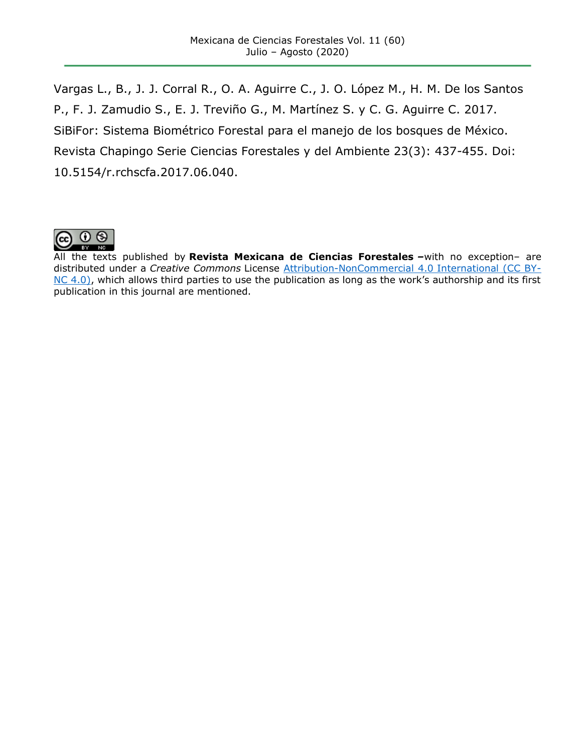Vargas L., B., J. J. Corral R., O. A. Aguirre C., J. O. López M., H. M. De los Santos P., F. J. Zamudio S., E. J. Treviño G., M. Martínez S. y C. G. Aguirre C. 2017. SiBiFor: Sistema Biométrico Forestal para el manejo de los bosques de México. Revista Chapingo Serie Ciencias Forestales y del Ambiente 23(3): 437-455. Doi: 10.5154/r.rchscfa.2017.06.040.

All the texts published by **Revista Mexicana de Ciencias Forestales –**with no exception– are distributed under a *Creative Commons* License Attribution-NonCommercial 4.0 International (CC BY-NC 4.0), which allows third parties to use the publication as long as the work's authorship and its first publication in this journal are mentioned.